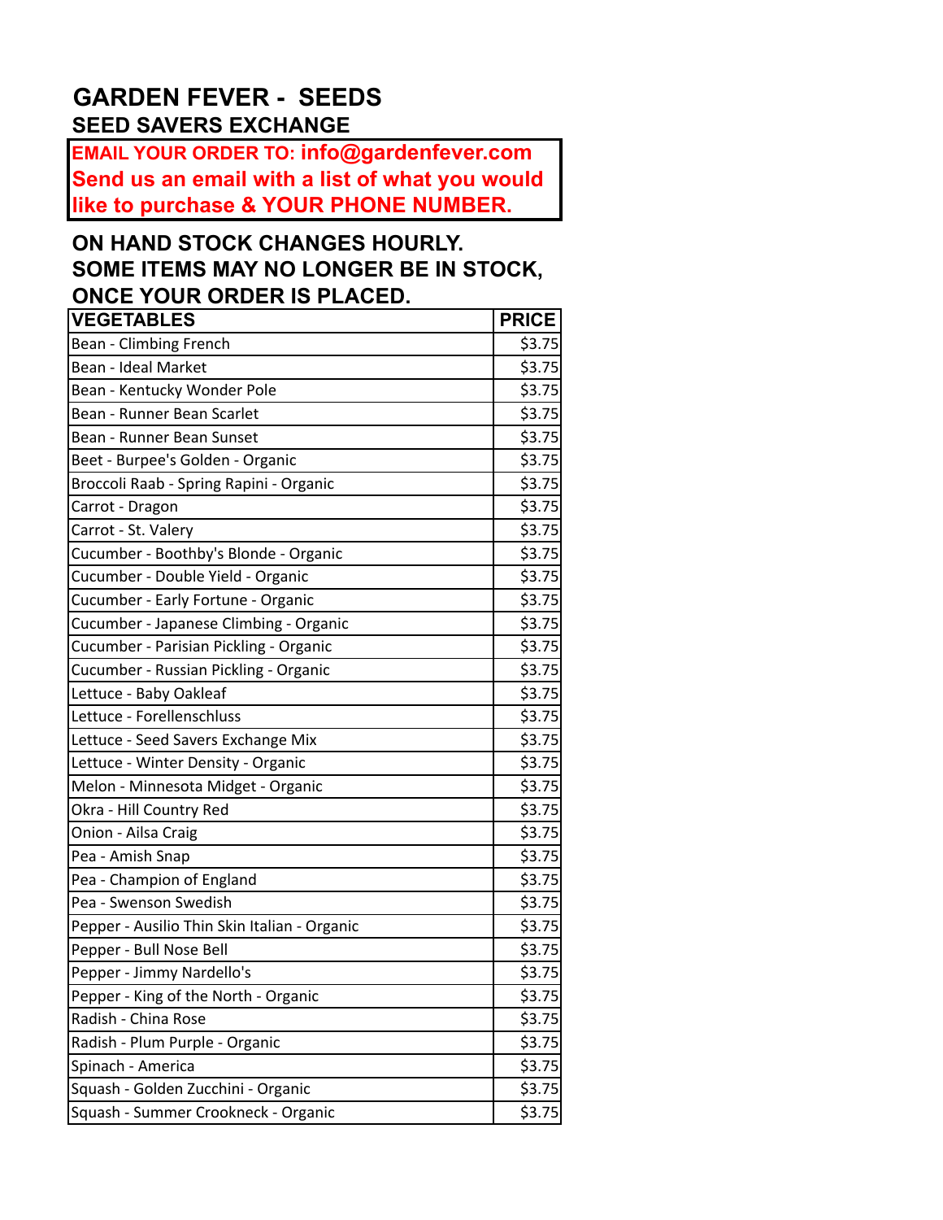# GARDEN FEVER - SEEDS

## SEED SAVERS EXCHANGE

**EMAIL YOUR ORDER TO: info@gardenfever.com**
**Send us an email with a list of what you would like to purchase & YOUR PHONE NUMBER.**

**ON HAND STOCK CHANGES HOURLY. SOME ITEMS MAY NO LONGER BE IN STOCK, ONCE YOUR ORDER IS PLACED.**

| VEGETABLES | PRICE |
|---|---|
| Bean - Climbing French | $3.75 |
| Bean - Ideal Market | $3.75 |
| Bean - Kentucky Wonder Pole | $3.75 |
| Bean - Runner Bean Scarlet | $3.75 |
| Bean - Runner Bean Sunset | $3.75 |
| Beet - Burpee's Golden - Organic | $3.75 |
| Broccoli Raab - Spring Rapini - Organic | $3.75 |
| Carrot - Dragon | $3.75 |
| Carrot - St. Valery | $3.75 |
| Cucumber - Boothby's Blonde - Organic | $3.75 |
| Cucumber - Double Yield - Organic | $3.75 |
| Cucumber - Early Fortune - Organic | $3.75 |
| Cucumber - Japanese Climbing - Organic | $3.75 |
| Cucumber - Parisian Pickling - Organic | $3.75 |
| Cucumber - Russian Pickling - Organic | $3.75 |
| Lettuce - Baby Oakleaf | $3.75 |
| Lettuce - Forellenschluss | $3.75 |
| Lettuce - Seed Savers Exchange Mix | $3.75 |
| Lettuce - Winter Density - Organic | $3.75 |
| Melon - Minnesota Midget - Organic | $3.75 |
| Okra - Hill Country Red | $3.75 |
| Onion - Ailsa Craig | $3.75 |
| Pea - Amish Snap | $3.75 |
| Pea - Champion of England | $3.75 |
| Pea - Swenson Swedish | $3.75 |
| Pepper - Ausilio Thin Skin Italian - Organic | $3.75 |
| Pepper - Bull Nose Bell | $3.75 |
| Pepper - Jimmy Nardello's | $3.75 |
| Pepper - King of the North - Organic | $3.75 |
| Radish - China Rose | $3.75 |
| Radish - Plum Purple - Organic | $3.75 |
| Spinach - America | $3.75 |
| Squash - Golden Zucchini - Organic | $3.75 |
| Squash - Summer Crookneck - Organic | $3.75 |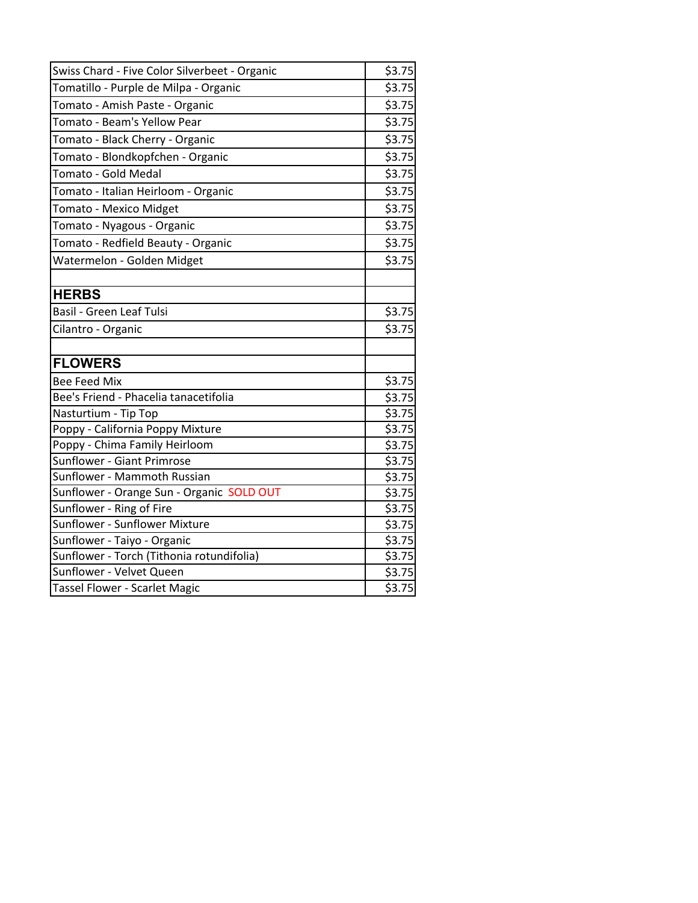| | |
|---|---|
| Swiss Chard - Five Color Silverbeet - Organic | $3.75 |
| Tomatillo - Purple de Milpa - Organic | $3.75 |
| Tomato - Amish Paste - Organic | $3.75 |
| Tomato - Beam's Yellow Pear | $3.75 |
| Tomato - Black Cherry - Organic | $3.75 |
| Tomato - Blondkopfchen - Organic | $3.75 |
| Tomato - Gold Medal | $3.75 |
| Tomato - Italian Heirloom - Organic | $3.75 |
| Tomato - Mexico Midget | $3.75 |
| Tomato - Nyagous - Organic | $3.75 |
| Tomato - Redfield Beauty - Organic | $3.75 |
| Watermelon - Golden Midget | $3.75 |
| | |
| **HERBS** | |
| Basil - Green Leaf Tulsi | $3.75 |
| Cilantro - Organic | $3.75 |
| | |
| **FLOWERS** | |
| Bee Feed Mix | $3.75 |
| Bee's Friend - Phacelia tanacetifolia | $3.75 |
| Nasturtium - Tip Top | $3.75 |
| Poppy - California Poppy Mixture | $3.75 |
| Poppy - Chima Family Heirloom | $3.75 |
| Sunflower - Giant Primrose | $3.75 |
| Sunflower - Mammoth Russian | $3.75 |
| Sunflower - Orange Sun - Organic SOLD OUT | $3.75 |
| Sunflower - Ring of Fire | $3.75 |
| Sunflower - Sunflower Mixture | $3.75 |
| Sunflower - Taiyo - Organic | $3.75 |
| Sunflower - Torch (Tithonia rotundifolia) | $3.75 |
| Sunflower - Velvet Queen | $3.75 |
| Tassel Flower - Scarlet Magic | $3.75 |